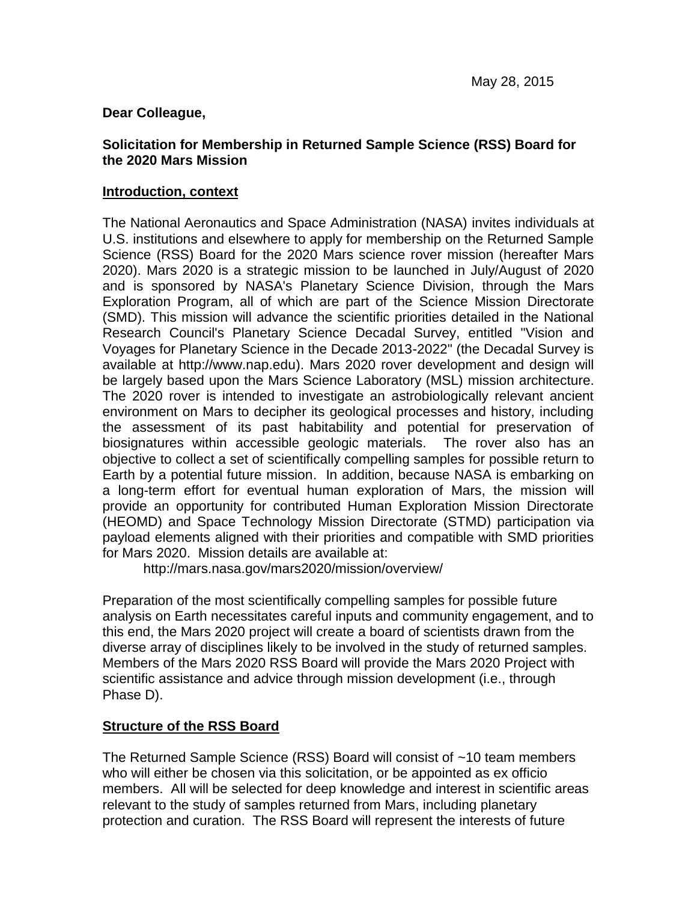May 28, 2015

**Dear Colleague,**

**Solicitation for Membership in Returned Sample Science (RSS) Board for the 2020 Mars Mission**

## Introduction, context

The National Aeronautics and Space Administration (NASA) invites individuals at U.S. institutions and elsewhere to apply for membership on the Returned Sample Science (RSS) Board for the 2020 Mars science rover mission (hereafter Mars 2020). Mars 2020 is a strategic mission to be launched in July/August of 2020 and is sponsored by NASA's Planetary Science Division, through the Mars Exploration Program, all of which are part of the Science Mission Directorate (SMD). This mission will advance the scientific priorities detailed in the National Research Council's Planetary Science Decadal Survey, entitled "Vision and Voyages for Planetary Science in the Decade 2013-2022" (the Decadal Survey is available at http://www.nap.edu). Mars 2020 rover development and design will be largely based upon the Mars Science Laboratory (MSL) mission architecture. The 2020 rover is intended to investigate an astrobiologically relevant ancient environment on Mars to decipher its geological processes and history, including the assessment of its past habitability and potential for preservation of biosignatures within accessible geologic materials. The rover also has an objective to collect a set of scientifically compelling samples for possible return to Earth by a potential future mission. In addition, because NASA is embarking on a long-term effort for eventual human exploration of Mars, the mission will provide an opportunity for contributed Human Exploration Mission Directorate (HEOMD) and Space Technology Mission Directorate (STMD) participation via payload elements aligned with their priorities and compatible with SMD priorities for Mars 2020. Mission details are available at:

http://mars.nasa.gov/mars2020/mission/overview/

Preparation of the most scientifically compelling samples for possible future analysis on Earth necessitates careful inputs and community engagement, and to this end, the Mars 2020 project will create a board of scientists drawn from the diverse array of disciplines likely to be involved in the study of returned samples. Members of the Mars 2020 RSS Board will provide the Mars 2020 Project with scientific assistance and advice through mission development (i.e., through Phase D).

## Structure of the RSS Board

The Returned Sample Science (RSS) Board will consist of ~10 team members who will either be chosen via this solicitation, or be appointed as ex officio members. All will be selected for deep knowledge and interest in scientific areas relevant to the study of samples returned from Mars, including planetary protection and curation. The RSS Board will represent the interests of future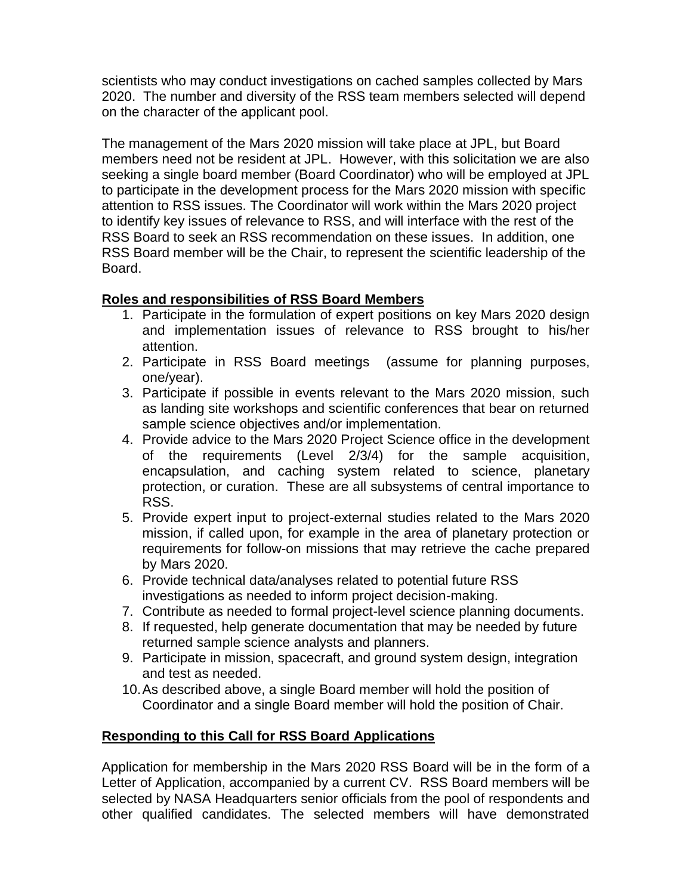scientists who may conduct investigations on cached samples collected by Mars 2020. The number and diversity of the RSS team members selected will depend on the character of the applicant pool.

The management of the Mars 2020 mission will take place at JPL, but Board members need not be resident at JPL. However, with this solicitation we are also seeking a single board member (Board Coordinator) who will be employed at JPL to participate in the development process for the Mars 2020 mission with specific attention to RSS issues. The Coordinator will work within the Mars 2020 project to identify key issues of relevance to RSS, and will interface with the rest of the RSS Board to seek an RSS recommendation on these issues. In addition, one RSS Board member will be the Chair, to represent the scientific leadership of the Board.

## Roles and responsibilities of RSS Board Members

1. Participate in the formulation of expert positions on key Mars 2020 design and implementation issues of relevance to RSS brought to his/her attention.
2. Participate in RSS Board meetings (assume for planning purposes, one/year).
3. Participate if possible in events relevant to the Mars 2020 mission, such as landing site workshops and scientific conferences that bear on returned sample science objectives and/or implementation.
4. Provide advice to the Mars 2020 Project Science office in the development of the requirements (Level 2/3/4) for the sample acquisition, encapsulation, and caching system related to science, planetary protection, or curation. These are all subsystems of central importance to RSS.
5. Provide expert input to project-external studies related to the Mars 2020 mission, if called upon, for example in the area of planetary protection or requirements for follow-on missions that may retrieve the cache prepared by Mars 2020.
6. Provide technical data/analyses related to potential future RSS investigations as needed to inform project decision-making.
7. Contribute as needed to formal project-level science planning documents.
8. If requested, help generate documentation that may be needed by future returned sample science analysts and planners.
9. Participate in mission, spacecraft, and ground system design, integration and test as needed.
10. As described above, a single Board member will hold the position of Coordinator and a single Board member will hold the position of Chair.

## Responding to this Call for RSS Board Applications

Application for membership in the Mars 2020 RSS Board will be in the form of a Letter of Application, accompanied by a current CV. RSS Board members will be selected by NASA Headquarters senior officials from the pool of respondents and other qualified candidates. The selected members will have demonstrated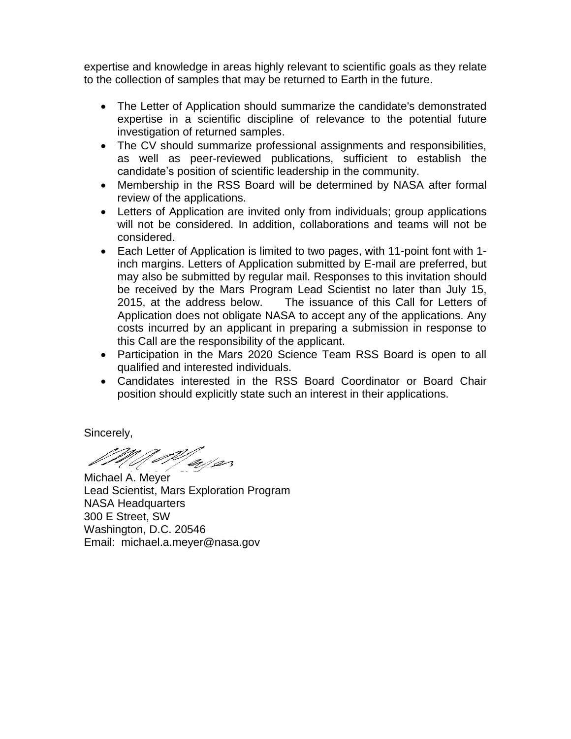expertise and knowledge in areas highly relevant to scientific goals as they relate to the collection of samples that may be returned to Earth in the future.

- The Letter of Application should summarize the candidate's demonstrated expertise in a scientific discipline of relevance to the potential future investigation of returned samples.
- The CV should summarize professional assignments and responsibilities, as well as peer-reviewed publications, sufficient to establish the candidate's position of scientific leadership in the community.
- Membership in the RSS Board will be determined by NASA after formal review of the applications.
- Letters of Application are invited only from individuals; group applications will not be considered. In addition, collaborations and teams will not be considered.
- Each Letter of Application is limited to two pages, with 11-point font with 1-inch margins. Letters of Application submitted by E-mail are preferred, but may also be submitted by regular mail. Responses to this invitation should be received by the Mars Program Lead Scientist no later than July 15, 2015, at the address below. The issuance of this Call for Letters of Application does not obligate NASA to accept any of the applications. Any costs incurred by an applicant in preparing a submission in response to this Call are the responsibility of the applicant.
- Participation in the Mars 2020 Science Team RSS Board is open to all qualified and interested individuals.
- Candidates interested in the RSS Board Coordinator or Board Chair position should explicitly state such an interest in their applications.

Sincerely,

Michael A. Meyer
Lead Scientist, Mars Exploration Program
NASA Headquarters
300 E Street, SW
Washington, D.C. 20546
Email: michael.a.meyer@nasa.gov